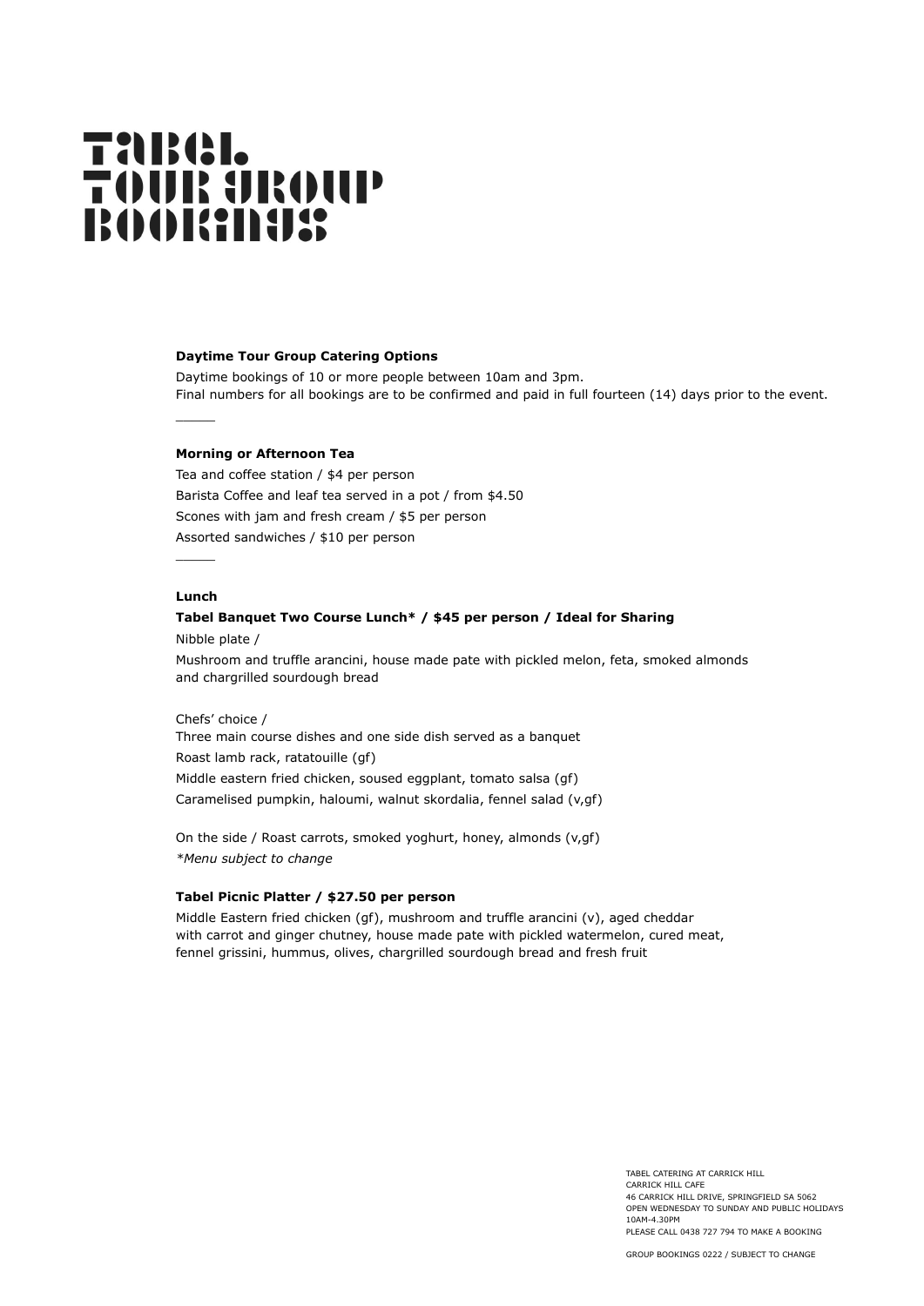# Tabel Tour Group Bookings

**Daytime Tour Group Catering Options**

Daytime bookings of 10 or more people between 10am and 3pm.
Final numbers for all bookings are to be confirmed and paid in full fourteen (14) days prior to the event.

---

**Morning or Afternoon Tea**

Tea and coffee station / $4 per person

Barista Coffee and leaf tea served in a pot / from $4.50

Scones with jam and fresh cream / $5 per person

Assorted sandwiches / $10 per person

---

**Lunch**

**Tabel Banquet Two Course Lunch* / $45 per person / Ideal for Sharing**

Nibble plate /

Mushroom and truffle arancini, house made pate with pickled melon, feta, smoked almonds and chargrilled sourdough bread

Chefs' choice /

Three main course dishes and one side dish served as a banquet

Roast lamb rack, ratatouille (gf)

Middle eastern fried chicken, soused eggplant, tomato salsa (gf)

Caramelised pumpkin, haloumi, walnut skordalia, fennel salad (v,gf)

On the side / Roast carrots, smoked yoghurt, honey, almonds (v,gf)

*\*Menu subject to change*

**Tabel Picnic Platter / $27.50 per person**

Middle Eastern fried chicken (gf), mushroom and truffle arancini (v), aged cheddar with carrot and ginger chutney, house made pate with pickled watermelon, cured meat, fennel grissini, hummus, olives, chargrilled sourdough bread and fresh fruit

TABEL CATERING AT CARRICK HILL
CARRICK HILL CAFE
46 CARRICK HILL DRIVE, SPRINGFIELD SA 5062
OPEN WEDNESDAY TO SUNDAY AND PUBLIC HOLIDAYS
10AM-4.30PM
PLEASE CALL 0438 727 794 TO MAKE A BOOKING

GROUP BOOKINGS 0222 / SUBJECT TO CHANGE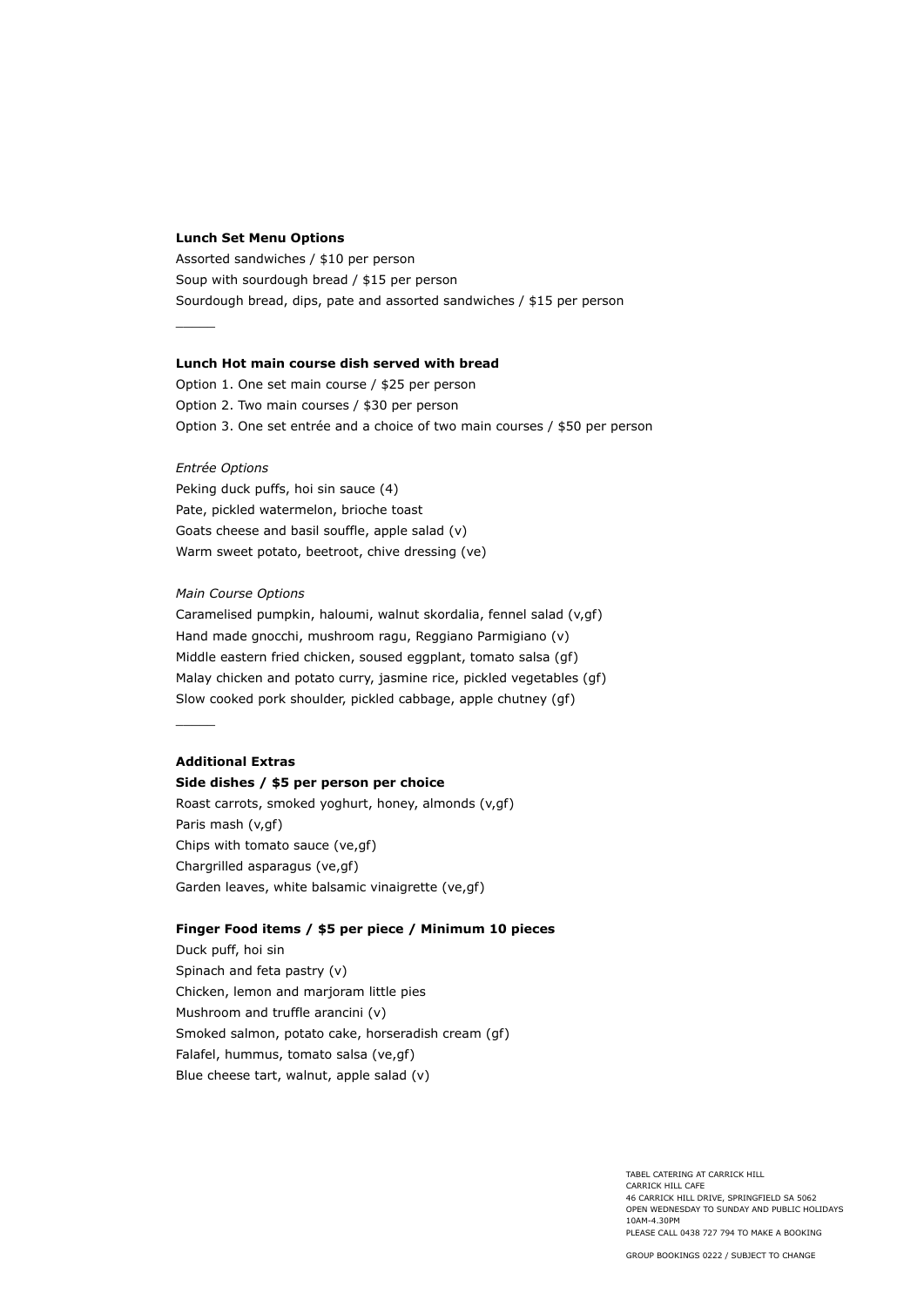**Lunch Set Menu Options**

Assorted sandwiches / $10 per person
Soup with sourdough bread / $15 per person
Sourdough bread, dips, pate and assorted sandwiches / $15 per person

_____

**Lunch Hot main course dish served with bread**

Option 1. One set main course / $25 per person
Option 2. Two main courses / $30 per person
Option 3. One set entrée and a choice of two main courses / $50 per person

*Entrée Options*

Peking duck puffs, hoi sin sauce (4)
Pate, pickled watermelon, brioche toast
Goats cheese and basil souffle, apple salad (v)
Warm sweet potato, beetroot, chive dressing (ve)

*Main Course Options*

Caramelised pumpkin, haloumi, walnut skordalia, fennel salad (v,gf)
Hand made gnocchi, mushroom ragu, Reggiano Parmigiano (v)
Middle eastern fried chicken, soused eggplant, tomato salsa (gf)
Malay chicken and potato curry, jasmine rice, pickled vegetables (gf)
Slow cooked pork shoulder, pickled cabbage, apple chutney (gf)

_____

**Additional Extras**

**Side dishes / $5 per person per choice**

Roast carrots, smoked yoghurt, honey, almonds (v,gf)
Paris mash (v,gf)
Chips with tomato sauce (ve,gf)
Chargrilled asparagus (ve,gf)
Garden leaves, white balsamic vinaigrette (ve,gf)

**Finger Food items / $5 per piece / Minimum 10 pieces**

Duck puff, hoi sin
Spinach and feta pastry (v)
Chicken, lemon and marjoram little pies
Mushroom and truffle arancini (v)
Smoked salmon, potato cake, horseradish cream (gf)
Falafel, hummus, tomato salsa (ve,gf)
Blue cheese tart, walnut, apple salad (v)

TABEL CATERING AT CARRICK HILL
CARRICK HILL CAFE
46 CARRICK HILL DRIVE, SPRINGFIELD SA 5062
OPEN WEDNESDAY TO SUNDAY AND PUBLIC HOLIDAYS
10AM-4.30PM
PLEASE CALL 0438 727 794 TO MAKE A BOOKING

GROUP BOOKINGS 0222 / SUBJECT TO CHANGE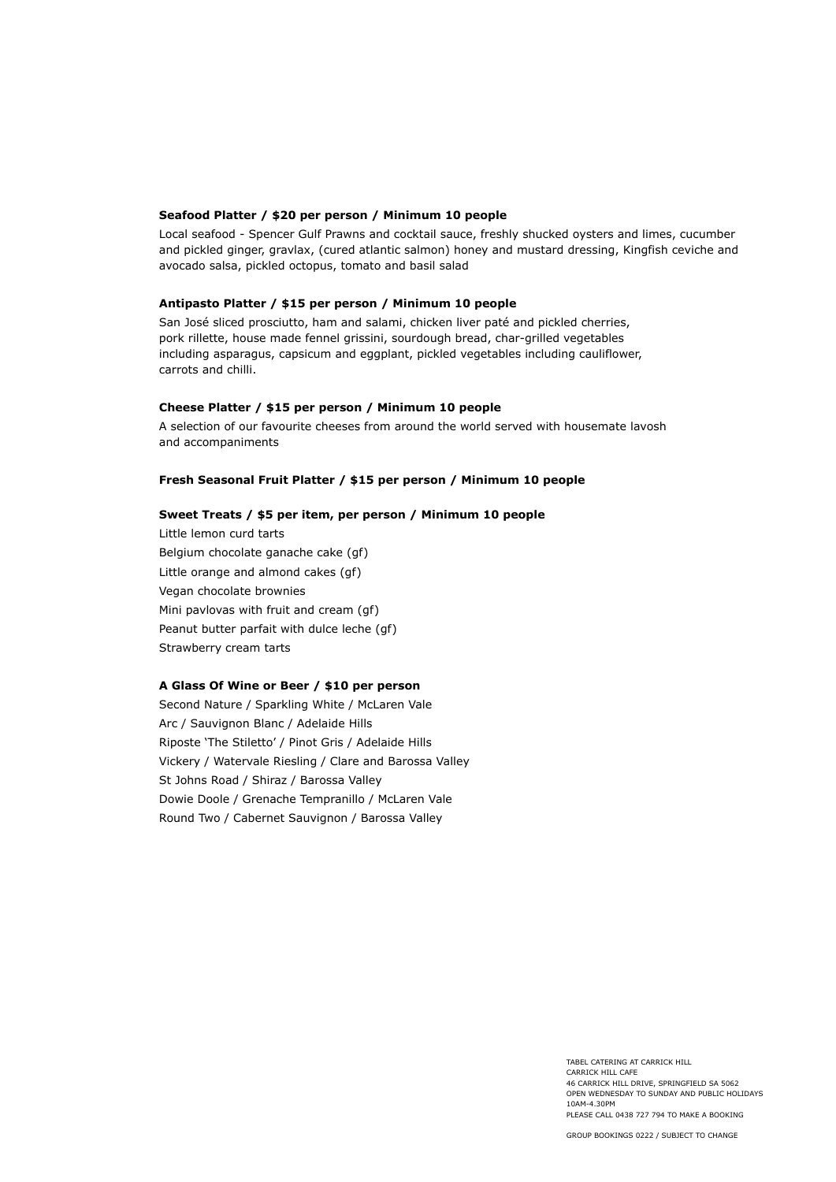**Seafood Platter / $20 per person / Minimum 10 people**

Local seafood - Spencer Gulf Prawns and cocktail sauce, freshly shucked oysters and limes, cucumber and pickled ginger, gravlax, (cured atlantic salmon) honey and mustard dressing, Kingfish ceviche and avocado salsa, pickled octopus, tomato and basil salad

**Antipasto Platter / $15 per person / Minimum 10 people**

San José sliced prosciutto, ham and salami, chicken liver paté and pickled cherries, pork rillette, house made fennel grissini, sourdough bread, char-grilled vegetables including asparagus, capsicum and eggplant, pickled vegetables including cauliflower, carrots and chilli.

**Cheese Platter / $15 per person / Minimum 10 people**

A selection of our favourite cheeses from around the world served with housemate lavosh and accompaniments

**Fresh Seasonal Fruit Platter / $15 per person / Minimum 10 people**

**Sweet Treats / $5 per item, per person / Minimum 10 people**

Little lemon curd tarts
Belgium chocolate ganache cake (gf)
Little orange and almond cakes (gf)
Vegan chocolate brownies
Mini pavlovas with fruit and cream (gf)
Peanut butter parfait with dulce leche (gf)
Strawberry cream tarts

**A Glass Of Wine or Beer / $10 per person**

Second Nature / Sparkling White / McLaren Vale
Arc / Sauvignon Blanc / Adelaide Hills
Riposte 'The Stiletto' / Pinot Gris / Adelaide Hills
Vickery / Watervale Riesling / Clare and Barossa Valley
St Johns Road / Shiraz / Barossa Valley
Dowie Doole / Grenache Tempranillo / McLaren Vale
Round Two / Cabernet Sauvignon / Barossa Valley

TABEL CATERING AT CARRICK HILL
CARRICK HILL CAFE
46 CARRICK HILL DRIVE, SPRINGFIELD SA 5062
OPEN WEDNESDAY TO SUNDAY AND PUBLIC HOLIDAYS
10AM-4.30PM
PLEASE CALL 0438 727 794 TO MAKE A BOOKING

GROUP BOOKINGS 0222 / SUBJECT TO CHANGE